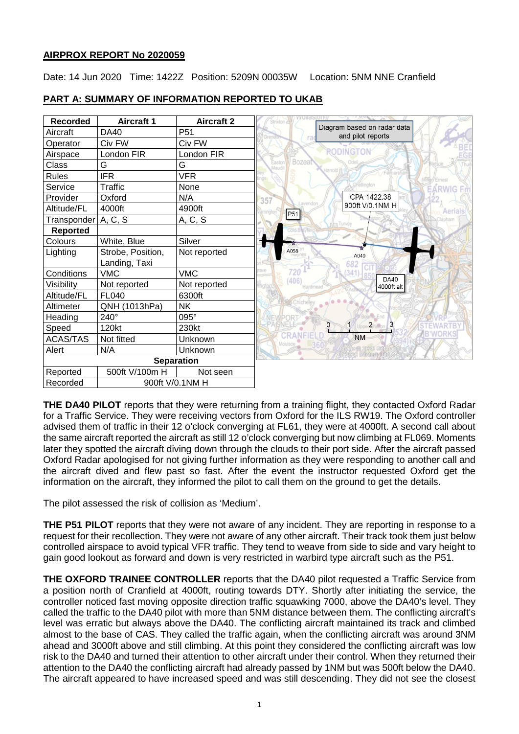## AIRPROX REPORT No 2020059

Date: 14 Jun 2020 Time: 1422Z Position: 5209N 00035W Location: 5NM NNE Cranfield

## PART A: SUMMARY OF INFORMATION REPORTED TO UKAB

| Recorded | Aircraft 1 | Aircraft 2 |
|---|---|---|
| Aircraft | DA40 | P51 |
| Operator | Civ FW | Civ FW |
| Airspace | London FIR | London FIR |
| Class | G | G |
| Rules | IFR | VFR |
| Service | Traffic | None |
| Provider | Oxford | N/A |
| Altitude/FL | 4000ft | 4900ft |
| Transponder | A, C, S | A, C, S |
| **Reported** | | |
| Colours | White, Blue | Silver |
| Lighting | Strobe, Position, Landing, Taxi | Not reported |
| Conditions | VMC | VMC |
| Visibility | Not reported | Not reported |
| Altitude/FL | FL040 | 6300ft |
| Altimeter | QNH (1013hPa) | NK |
| Heading | 240° | 095° |
| Speed | 120kt | 230kt |
| ACAS/TAS | Not fitted | Unknown |
| Alert | N/A | Unknown |
| **Separation** | | |
| Reported | 500ft V/100m H | Not seen |
| Recorded | 900ft V/0.1NM H | |

Diagram based on radar data and pilot reports. CPA 1422:38 900ft V/0.1NM H. P51 A058, A049. DA40 4000ft alt.

**THE DA40 PILOT** reports that they were returning from a training flight, they contacted Oxford Radar for a Traffic Service. They were receiving vectors from Oxford for the ILS RW19. The Oxford controller advised them of traffic in their 12 o'clock converging at FL61, they were at 4000ft. A second call about the same aircraft reported the aircraft as still 12 o'clock converging but now climbing at FL069. Moments later they spotted the aircraft diving down through the clouds to their port side. After the aircraft passed Oxford Radar apologised for not giving further information as they were responding to another call and the aircraft dived and flew past so fast. After the event the instructor requested Oxford get the information on the aircraft, they informed the pilot to call them on the ground to get the details.

The pilot assessed the risk of collision as 'Medium'.

**THE P51 PILOT** reports that they were not aware of any incident. They are reporting in response to a request for their recollection. They were not aware of any other aircraft. Their track took them just below controlled airspace to avoid typical VFR traffic. They tend to weave from side to side and vary height to gain good lookout as forward and down is very restricted in warbird type aircraft such as the P51.

**THE OXFORD TRAINEE CONTROLLER** reports that the DA40 pilot requested a Traffic Service from a position north of Cranfield at 4000ft, routing towards DTY. Shortly after initiating the service, the controller noticed fast moving opposite direction traffic squawking 7000, above the DA40's level. They called the traffic to the DA40 pilot with more than 5NM distance between them. The conflicting aircraft's level was erratic but always above the DA40. The conflicting aircraft maintained its track and climbed almost to the base of CAS. They called the traffic again, when the conflicting aircraft was around 3NM ahead and 3000ft above and still climbing. At this point they considered the conflicting aircraft was low risk to the DA40 and turned their attention to other aircraft under their control. When they returned their attention to the DA40 the conflicting aircraft had already passed by 1NM but was 500ft below the DA40. The aircraft appeared to have increased speed and was still descending. They did not see the closest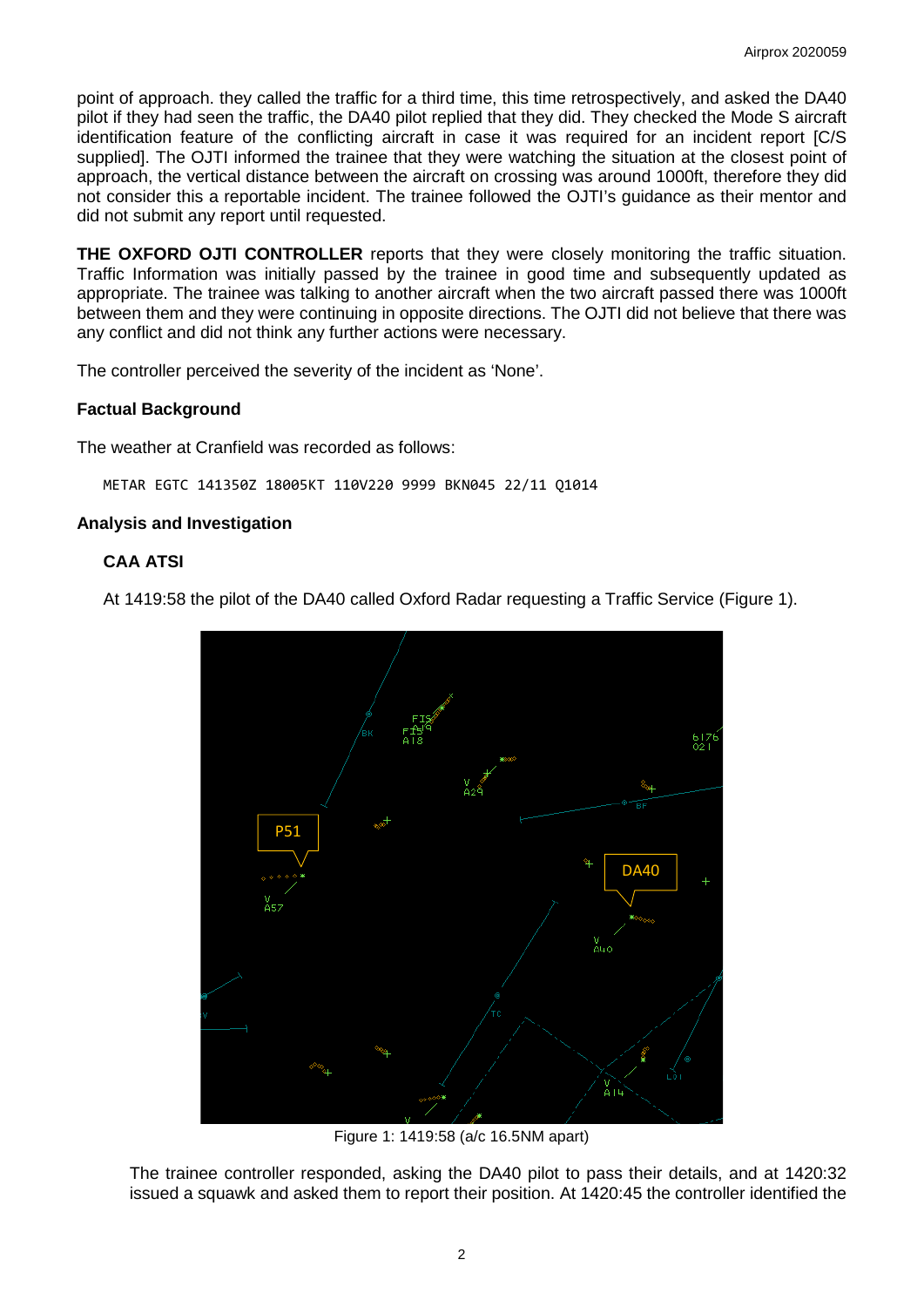point of approach. they called the traffic for a third time, this time retrospectively, and asked the DA40 pilot if they had seen the traffic, the DA40 pilot replied that they did. They checked the Mode S aircraft identification feature of the conflicting aircraft in case it was required for an incident report [C/S supplied]. The OJTI informed the trainee that they were watching the situation at the closest point of approach, the vertical distance between the aircraft on crossing was around 1000ft, therefore they did not consider this a reportable incident. The trainee followed the OJTI's guidance as their mentor and did not submit any report until requested.

**THE OXFORD OJTI CONTROLLER** reports that they were closely monitoring the traffic situation. Traffic Information was initially passed by the trainee in good time and subsequently updated as appropriate. The trainee was talking to another aircraft when the two aircraft passed there was 1000ft between them and they were continuing in opposite directions. The OJTI did not believe that there was any conflict and did not think any further actions were necessary.

The controller perceived the severity of the incident as 'None'.

### Factual Background

The weather at Cranfield was recorded as follows:

```
METAR EGTC 141350Z 18005KT 110V220 9999 BKN045 22/11 Q1014
```

### Analysis and Investigation

#### CAA ATSI

At 1419:58 the pilot of the DA40 called Oxford Radar requesting a Traffic Service (Figure 1).

Figure 1: 1419:58 (a/c 16.5NM apart)

The trainee controller responded, asking the DA40 pilot to pass their details, and at 1420:32 issued a squawk and asked them to report their position. At 1420:45 the controller identified the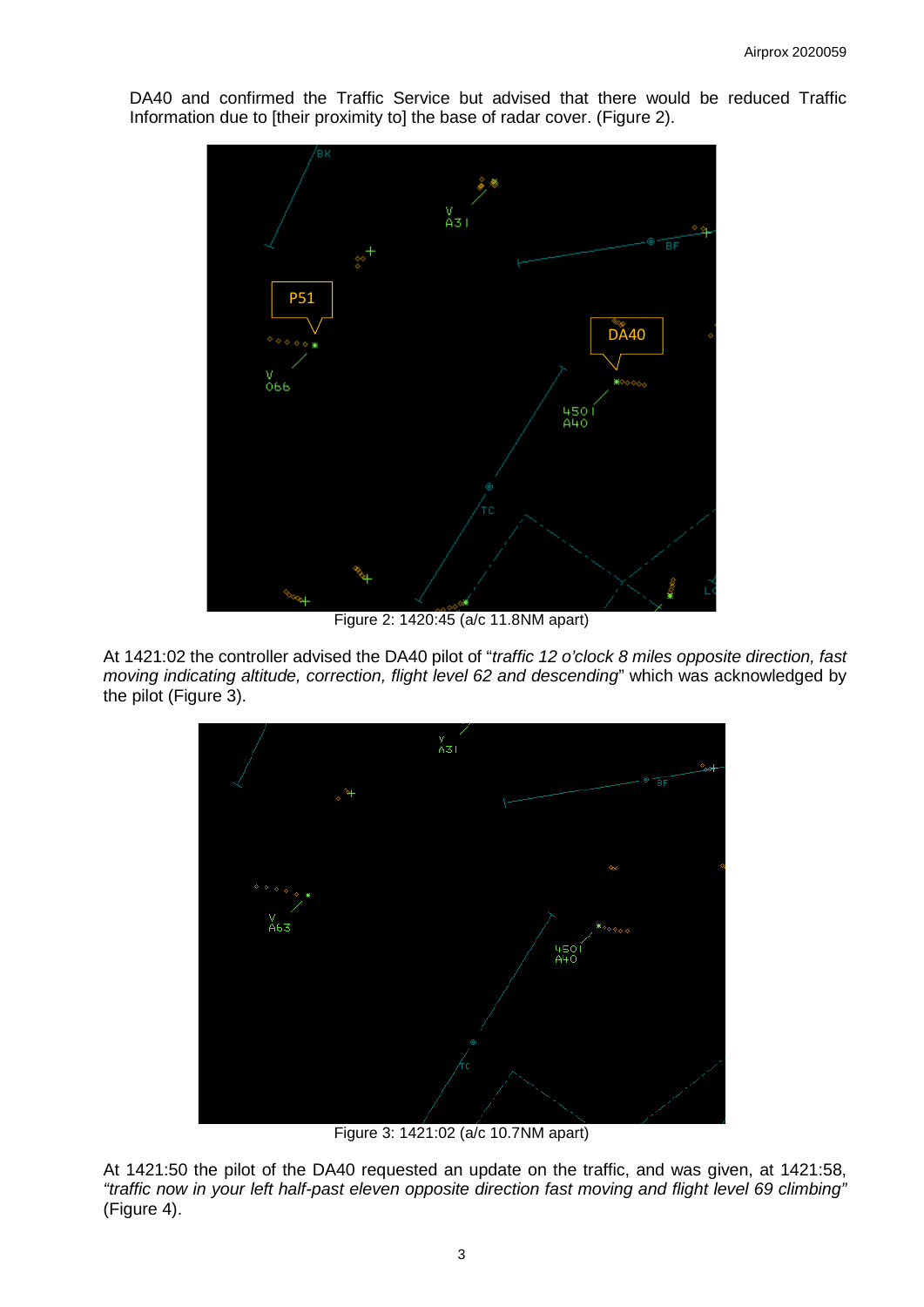DA40 and confirmed the Traffic Service but advised that there would be reduced Traffic Information due to [their proximity to] the base of radar cover. (Figure 2).

Figure 2: 1420:45 (a/c 11.8NM apart)

At 1421:02 the controller advised the DA40 pilot of "*traffic 12 o'clock 8 miles opposite direction, fast moving indicating altitude, correction, flight level 62 and descending*" which was acknowledged by the pilot (Figure 3).

Figure 3: 1421:02 (a/c 10.7NM apart)

At 1421:50 the pilot of the DA40 requested an update on the traffic, and was given, at 1421:58, *"traffic now in your left half-past eleven opposite direction fast moving and flight level 69 climbing"* (Figure 4).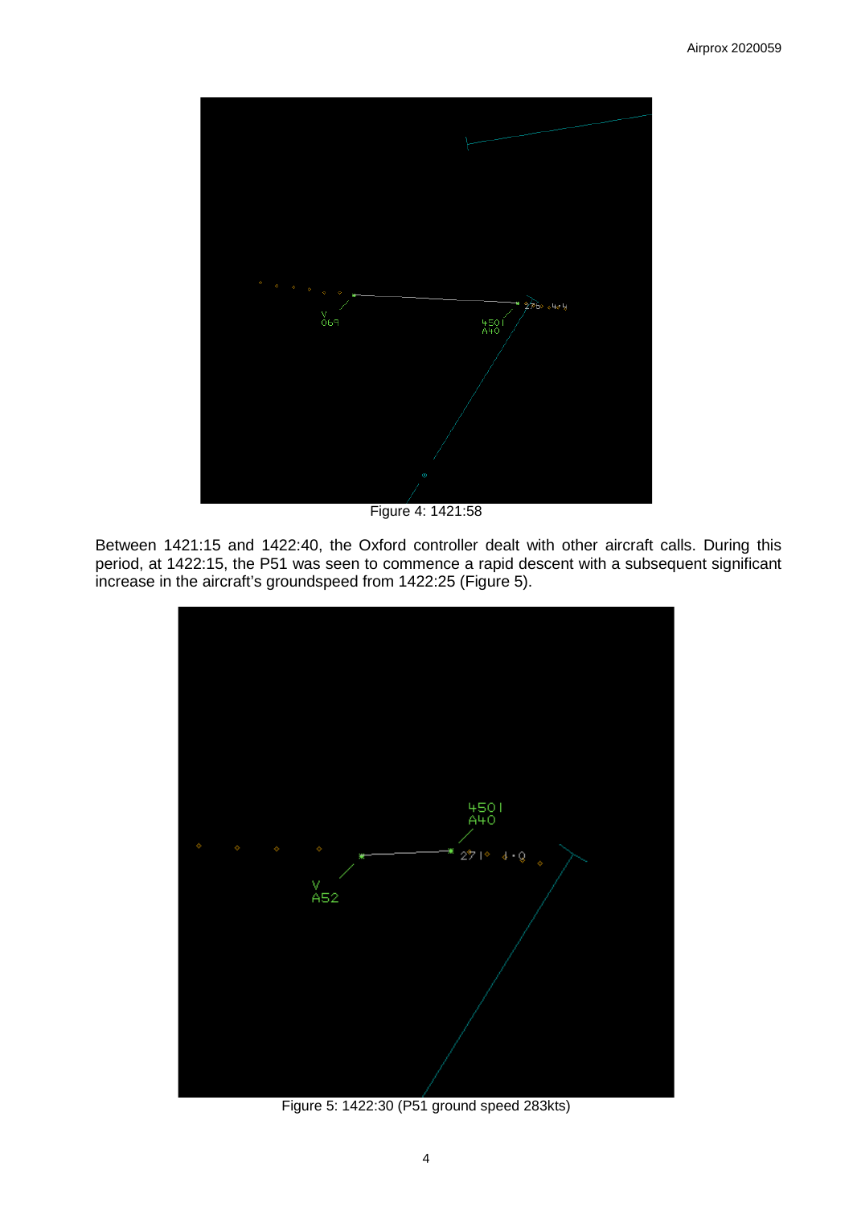Figure 4: 1421:58

Between 1421:15 and 1422:40, the Oxford controller dealt with other aircraft calls. During this period, at 1422:15, the P51 was seen to commence a rapid descent with a subsequent significant increase in the aircraft's groundspeed from 1422:25 (Figure 5).

Figure 5: 1422:30 (P51 ground speed 283kts)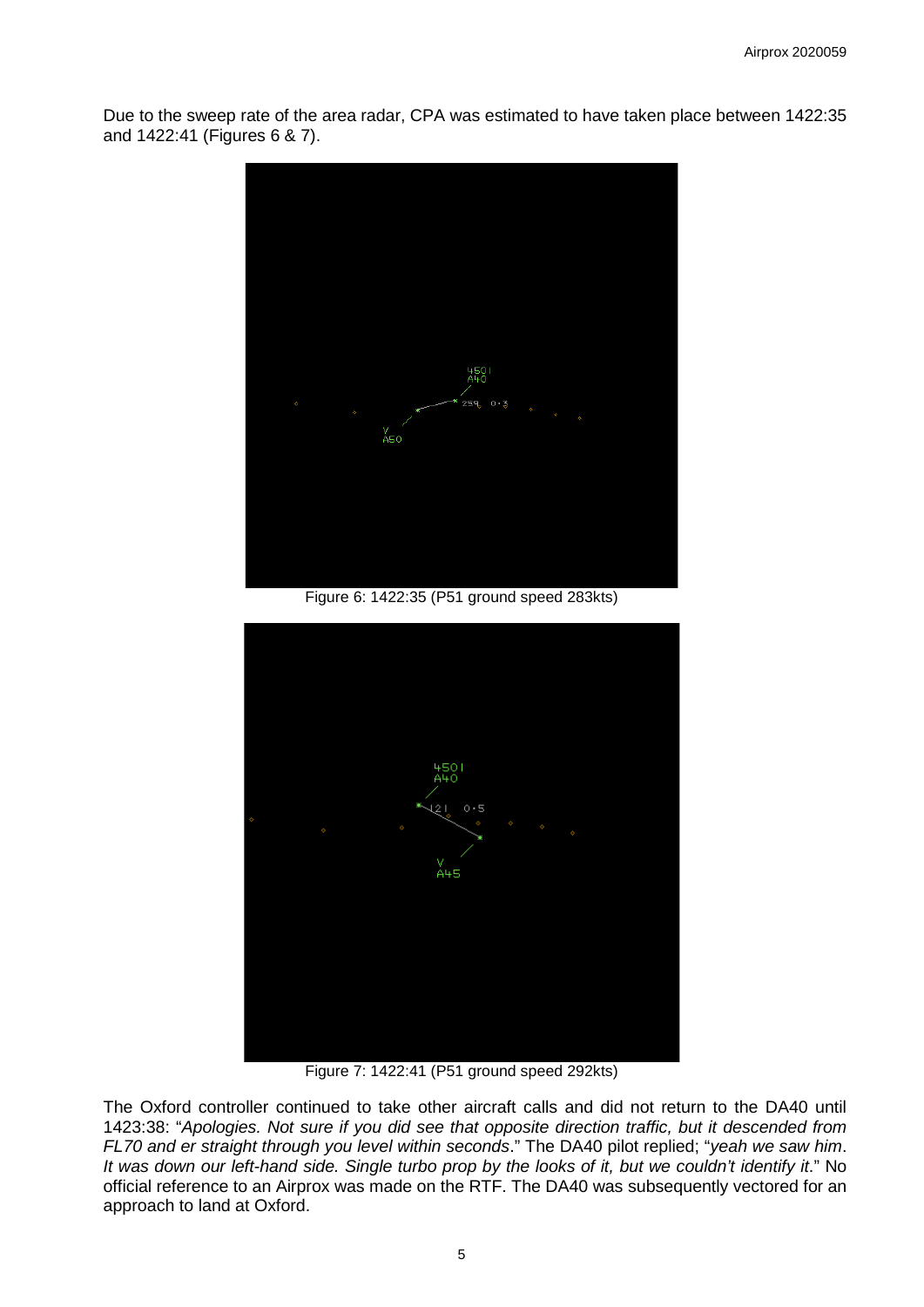Due to the sweep rate of the area radar, CPA was estimated to have taken place between 1422:35 and 1422:41 (Figures 6 & 7).

Figure 6: 1422:35 (P51 ground speed 283kts)

Figure 7: 1422:41 (P51 ground speed 292kts)

The Oxford controller continued to take other aircraft calls and did not return to the DA40 until 1423:38: "*Apologies. Not sure if you did see that opposite direction traffic, but it descended from FL70 and er straight through you level within seconds*." The DA40 pilot replied; "*yeah we saw him. It was down our left-hand side. Single turbo prop by the looks of it, but we couldn't identify it*." No official reference to an Airprox was made on the RTF. The DA40 was subsequently vectored for an approach to land at Oxford.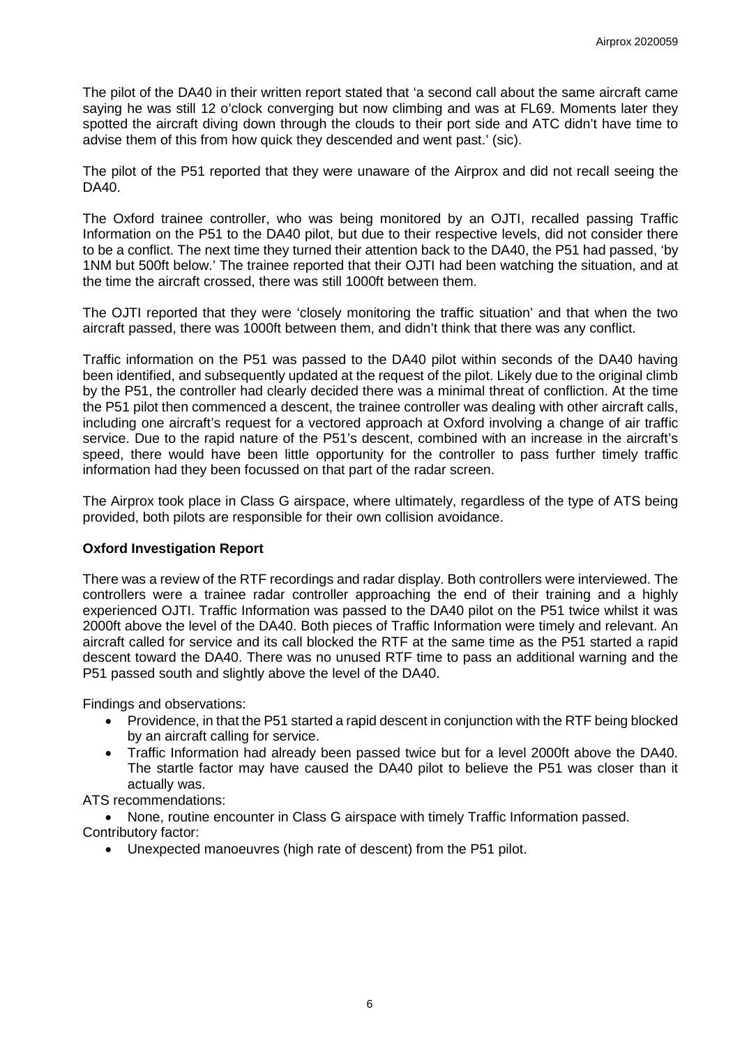The pilot of the DA40 in their written report stated that 'a second call about the same aircraft came saying he was still 12 o'clock converging but now climbing and was at FL69. Moments later they spotted the aircraft diving down through the clouds to their port side and ATC didn't have time to advise them of this from how quick they descended and went past.' (sic).

The pilot of the P51 reported that they were unaware of the Airprox and did not recall seeing the DA40.

The Oxford trainee controller, who was being monitored by an OJTI, recalled passing Traffic Information on the P51 to the DA40 pilot, but due to their respective levels, did not consider there to be a conflict. The next time they turned their attention back to the DA40, the P51 had passed, 'by 1NM but 500ft below.' The trainee reported that their OJTI had been watching the situation, and at the time the aircraft crossed, there was still 1000ft between them.

The OJTI reported that they were 'closely monitoring the traffic situation' and that when the two aircraft passed, there was 1000ft between them, and didn't think that there was any conflict.

Traffic information on the P51 was passed to the DA40 pilot within seconds of the DA40 having been identified, and subsequently updated at the request of the pilot. Likely due to the original climb by the P51, the controller had clearly decided there was a minimal threat of confliction. At the time the P51 pilot then commenced a descent, the trainee controller was dealing with other aircraft calls, including one aircraft's request for a vectored approach at Oxford involving a change of air traffic service. Due to the rapid nature of the P51's descent, combined with an increase in the aircraft's speed, there would have been little opportunity for the controller to pass further timely traffic information had they been focussed on that part of the radar screen.

The Airprox took place in Class G airspace, where ultimately, regardless of the type of ATS being provided, both pilots are responsible for their own collision avoidance.

### Oxford Investigation Report

There was a review of the RTF recordings and radar display. Both controllers were interviewed. The controllers were a trainee radar controller approaching the end of their training and a highly experienced OJTI. Traffic Information was passed to the DA40 pilot on the P51 twice whilst it was 2000ft above the level of the DA40. Both pieces of Traffic Information were timely and relevant. An aircraft called for service and its call blocked the RTF at the same time as the P51 started a rapid descent toward the DA40. There was no unused RTF time to pass an additional warning and the P51 passed south and slightly above the level of the DA40.

Findings and observations:

- Providence, in that the P51 started a rapid descent in conjunction with the RTF being blocked by an aircraft calling for service.
- Traffic Information had already been passed twice but for a level 2000ft above the DA40. The startle factor may have caused the DA40 pilot to believe the P51 was closer than it actually was.

ATS recommendations:

- None, routine encounter in Class G airspace with timely Traffic Information passed.

Contributory factor:

- Unexpected manoeuvres (high rate of descent) from the P51 pilot.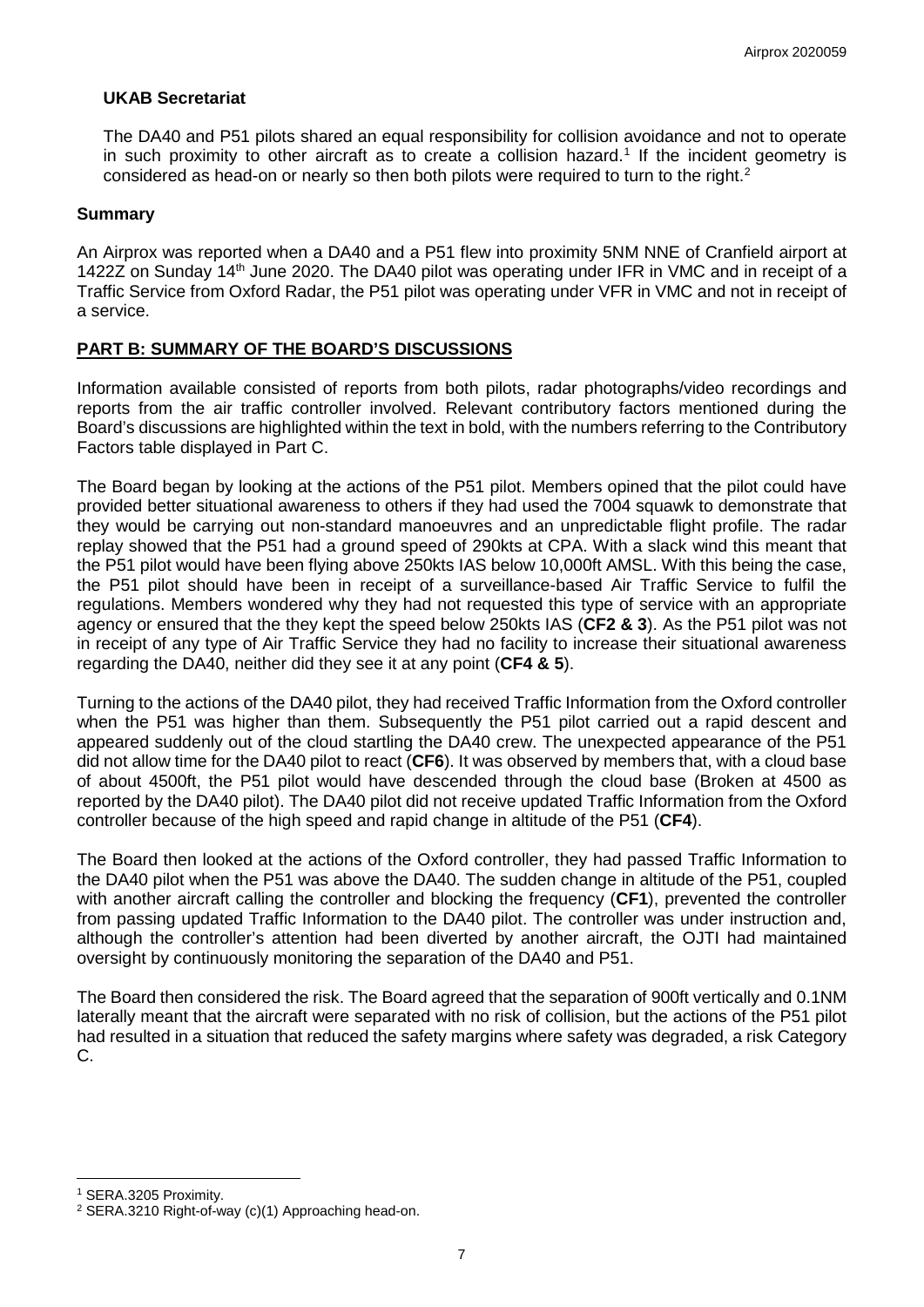### UKAB Secretariat

The DA40 and P51 pilots shared an equal responsibility for collision avoidance and not to operate in such proximity to other aircraft as to create a collision hazard.[1] If the incident geometry is considered as head-on or nearly so then both pilots were required to turn to the right.[2]

### Summary

An Airprox was reported when a DA40 and a P51 flew into proximity 5NM NNE of Cranfield airport at 1422Z on Sunday 14th June 2020. The DA40 pilot was operating under IFR in VMC and in receipt of a Traffic Service from Oxford Radar, the P51 pilot was operating under VFR in VMC and not in receipt of a service.

## PART B: SUMMARY OF THE BOARD'S DISCUSSIONS

Information available consisted of reports from both pilots, radar photographs/video recordings and reports from the air traffic controller involved. Relevant contributory factors mentioned during the Board's discussions are highlighted within the text in bold, with the numbers referring to the Contributory Factors table displayed in Part C.

The Board began by looking at the actions of the P51 pilot. Members opined that the pilot could have provided better situational awareness to others if they had used the 7004 squawk to demonstrate that they would be carrying out non-standard manoeuvres and an unpredictable flight profile. The radar replay showed that the P51 had a ground speed of 290kts at CPA. With a slack wind this meant that the P51 pilot would have been flying above 250kts IAS below 10,000ft AMSL. With this being the case, the P51 pilot should have been in receipt of a surveillance-based Air Traffic Service to fulfil the regulations. Members wondered why they had not requested this type of service with an appropriate agency or ensured that the they kept the speed below 250kts IAS (**CF2 & 3**). As the P51 pilot was not in receipt of any type of Air Traffic Service they had no facility to increase their situational awareness regarding the DA40, neither did they see it at any point (**CF4 & 5**).

Turning to the actions of the DA40 pilot, they had received Traffic Information from the Oxford controller when the P51 was higher than them. Subsequently the P51 pilot carried out a rapid descent and appeared suddenly out of the cloud startling the DA40 crew. The unexpected appearance of the P51 did not allow time for the DA40 pilot to react (**CF6**). It was observed by members that, with a cloud base of about 4500ft, the P51 pilot would have descended through the cloud base (Broken at 4500 as reported by the DA40 pilot). The DA40 pilot did not receive updated Traffic Information from the Oxford controller because of the high speed and rapid change in altitude of the P51 (**CF4**).

The Board then looked at the actions of the Oxford controller, they had passed Traffic Information to the DA40 pilot when the P51 was above the DA40. The sudden change in altitude of the P51, coupled with another aircraft calling the controller and blocking the frequency (**CF1**), prevented the controller from passing updated Traffic Information to the DA40 pilot. The controller was under instruction and, although the controller's attention had been diverted by another aircraft, the OJTI had maintained oversight by continuously monitoring the separation of the DA40 and P51.

The Board then considered the risk. The Board agreed that the separation of 900ft vertically and 0.1NM laterally meant that the aircraft were separated with no risk of collision, but the actions of the P51 pilot had resulted in a situation that reduced the safety margins where safety was degraded, a risk Category C.

---

[1] SERA.3205 Proximity.

[2] SERA.3210 Right-of-way (c)(1) Approaching head-on.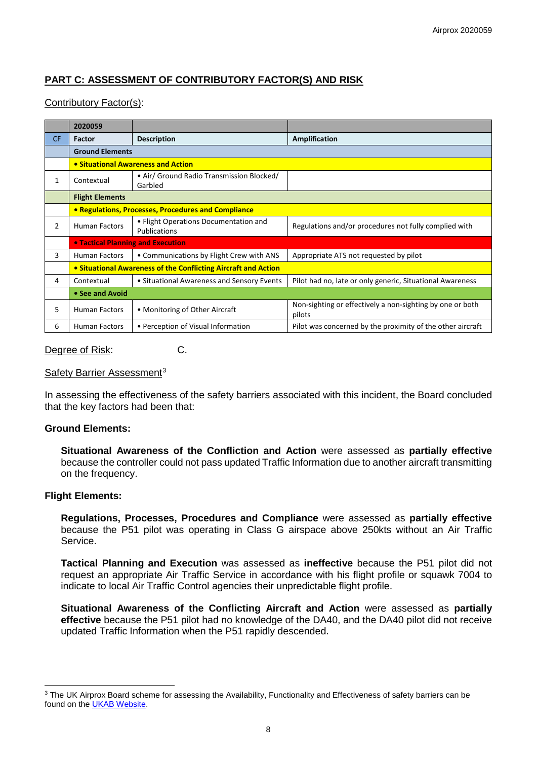## PART C: ASSESSMENT OF CONTRIBUTORY FACTOR(S) AND RISK

Contributory Factor(s):

| | 2020059 | | |
|---|---|---|---|
| CF | Factor | Description | Amplification |
| | **Ground Elements** | | |
| | **• Situational Awareness and Action** | | |
| 1 | Contextual | • Air/ Ground Radio Transmission Blocked/ Garbled | |
| | **Flight Elements** | | |
| | **• Regulations, Processes, Procedures and Compliance** | | |
| 2 | Human Factors | • Flight Operations Documentation and Publications | Regulations and/or procedures not fully complied with |
| | **• Tactical Planning and Execution** | | |
| 3 | Human Factors | • Communications by Flight Crew with ANS | Appropriate ATS not requested by pilot |
| | **• Situational Awareness of the Conflicting Aircraft and Action** | | |
| 4 | Contextual | • Situational Awareness and Sensory Events | Pilot had no, late or only generic, Situational Awareness |
| | **• See and Avoid** | | |
| 5 | Human Factors | • Monitoring of Other Aircraft | Non-sighting or effectively a non-sighting by one or both pilots |
| 6 | Human Factors | • Perception of Visual Information | Pilot was concerned by the proximity of the other aircraft |

Degree of Risk: C.

Safety Barrier Assessment[3]

In assessing the effectiveness of the safety barriers associated with this incident, the Board concluded that the key factors had been that:

**Ground Elements:**

**Situational Awareness of the Confliction and Action** were assessed as **partially effective** because the controller could not pass updated Traffic Information due to another aircraft transmitting on the frequency.

**Flight Elements:**

**Regulations, Processes, Procedures and Compliance** were assessed as **partially effective** because the P51 pilot was operating in Class G airspace above 250kts without an Air Traffic Service.

**Tactical Planning and Execution** was assessed as **ineffective** because the P51 pilot did not request an appropriate Air Traffic Service in accordance with his flight profile or squawk 7004 to indicate to local Air Traffic Control agencies their unpredictable flight profile.

**Situational Awareness of the Conflicting Aircraft and Action** were assessed as **partially effective** because the P51 pilot had no knowledge of the DA40, and the DA40 pilot did not receive updated Traffic Information when the P51 rapidly descended.

[3] The UK Airprox Board scheme for assessing the Availability, Functionality and Effectiveness of safety barriers can be found on the UKAB Website.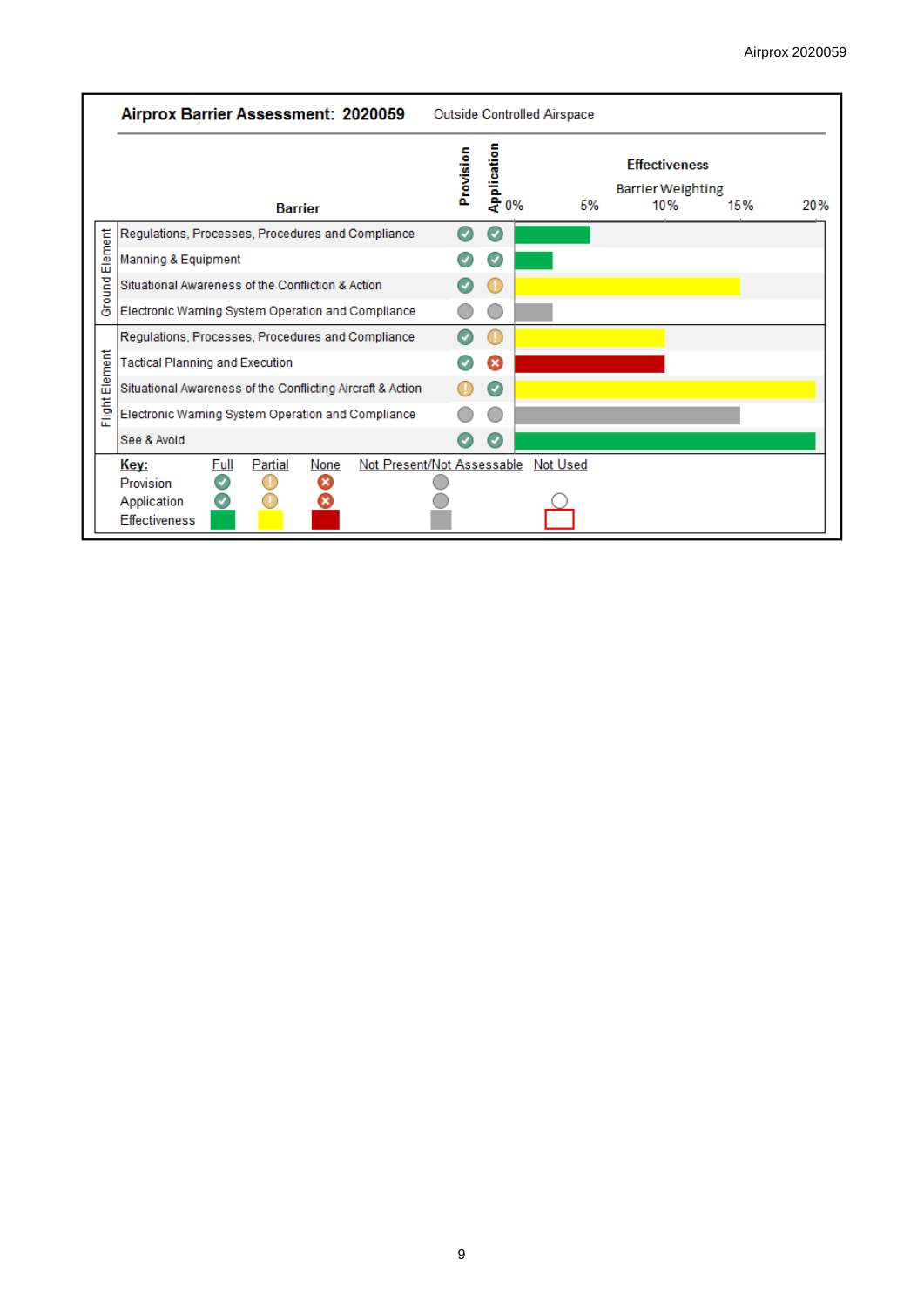**Airprox Barrier Assessment: 2020059** Outside Controlled Airspace

Barrier

Provision

Application

Effectiveness

Barrier Weighting

0% 5% 10% 15% 20%

Ground Element

Regulations, Processes, Procedures and Compliance

Manning & Equipment

Situational Awareness of the Confliction & Action

Electronic Warning System Operation and Compliance

Flight Element

Regulations, Processes, Procedures and Compliance

Tactical Planning and Execution

Situational Awareness of the Conflicting Aircraft & Action

Electronic Warning System Operation and Compliance

See & Avoid

**Key:** Full Partial None Not Present/Not Assessable Not Used

Provision

Application

Effectiveness